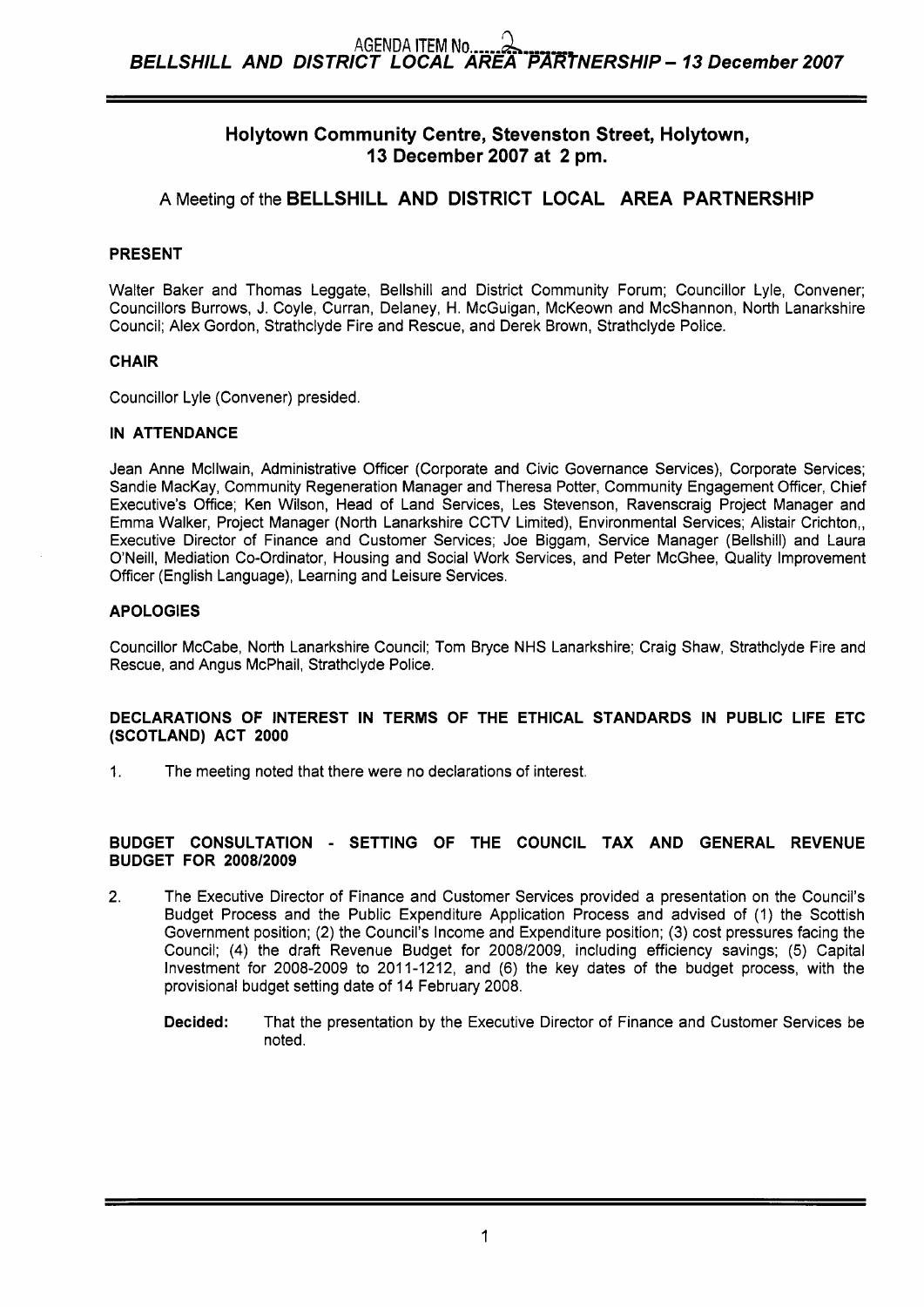## Holytown Community Centre, Stevenston Street, Holytown, 13 December 2007 at 2 pm.

### A Meeting of the BELLSHILL AND DISTRICT LOCAL AREA PARTNERSHIP

**PRESENT**

Walter Baker and Thomas Leggate, Bellshill and District Community Forum; Councillor Lyle, Convener; Councillors Burrows, J. Coyle, Curran, Delaney, H. McGuigan, McKeown and McShannon, North Lanarkshire Council; Alex Gordon, Strathclyde Fire and Rescue, and Derek Brown, Strathclyde Police.

**CHAIR**

Councillor Lyle (Convener) presided.

**IN ATTENDANCE**

Jean Anne McIlwain, Administrative Officer (Corporate and Civic Governance Services), Corporate Services; Sandie MacKay, Community Regeneration Manager and Theresa Potter, Community Engagement Officer, Chief Executive's Office; Ken Wilson, Head of Land Services, Les Stevenson, Ravenscraig Project Manager and Emma Walker, Project Manager (North Lanarkshire CCTV Limited), Environmental Services; Alistair Crichton,, Executive Director of Finance and Customer Services; Joe Biggam, Service Manager (Bellshill) and Laura O'Neill, Mediation Co-Ordinator, Housing and Social Work Services, and Peter McGhee, Quality Improvement Officer (English Language), Learning and Leisure Services.

**APOLOGIES**

Councillor McCabe, North Lanarkshire Council; Tom Bryce NHS Lanarkshire; Craig Shaw, Strathclyde Fire and Rescue, and Angus McPhail, Strathclyde Police.

**DECLARATIONS OF INTEREST IN TERMS OF THE ETHICAL STANDARDS IN PUBLIC LIFE ETC (SCOTLAND) ACT 2000**

1. The meeting noted that there were no declarations of interest.

**BUDGET CONSULTATION - SETTING OF THE COUNCIL TAX AND GENERAL REVENUE BUDGET FOR 2008/2009**

2. The Executive Director of Finance and Customer Services provided a presentation on the Council's Budget Process and the Public Expenditure Application Process and advised of (1) the Scottish Government position; (2) the Council's Income and Expenditure position; (3) cost pressures facing the Council; (4) the draft Revenue Budget for 2008/2009, including efficiency savings; (5) Capital Investment for 2008-2009 to 2011-1212, and (6) the key dates of the budget process, with the provisional budget setting date of 14 February 2008.

   **Decided:** That the presentation by the Executive Director of Finance and Customer Services be noted.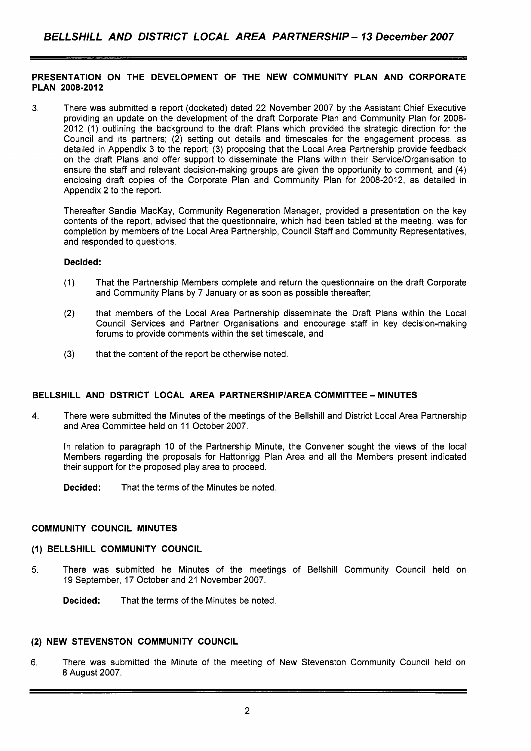## PRESENTATION ON THE DEVELOPMENT OF THE NEW COMMUNITY PLAN AND CORPORATE PLAN 2008-2012

3. There was submitted a report (docketed) dated 22 November 2007 by the Assistant Chief Executive providing an update on the development of the draft Corporate Plan and Community Plan for 2008-2012 (1) outlining the background to the draft Plans which provided the strategic direction for the Council and its partners; (2) setting out details and timescales for the engagement process, as detailed in Appendix 3 to the report; (3) proposing that the Local Area Partnership provide feedback on the draft Plans and offer support to disseminate the Plans within their Service/Organisation to ensure the staff and relevant decision-making groups are given the opportunity to comment, and (4) enclosing draft copies of the Corporate Plan and Community Plan for 2008-2012, as detailed in Appendix 2 to the report.

   Thereafter Sandie MacKay, Community Regeneration Manager, provided a presentation on the key contents of the report, advised that the questionnaire, which had been tabled at the meeting, was for completion by members of the Local Area Partnership, Council Staff and Community Representatives, and responded to questions.

   **Decided:**

   (1) That the Partnership Members complete and return the questionnaire on the draft Corporate and Community Plans by 7 January or as soon as possible thereafter;

   (2) that members of the Local Area Partnership disseminate the Draft Plans within the Local Council Services and Partner Organisations and encourage staff in key decision-making forums to provide comments within the set timescale, and

   (3) that the content of the report be otherwise noted.

## BELLSHILL AND DSTRICT LOCAL AREA PARTNERSHIP/AREA COMMITTEE – MINUTES

4. There were submitted the Minutes of the meetings of the Bellshill and District Local Area Partnership and Area Committee held on 11 October 2007.

   In relation to paragraph 10 of the Partnership Minute, the Convener sought the views of the local Members regarding the proposals for Hattonrigg Plan Area and all the Members present indicated their support for the proposed play area to proceed.

   **Decided:** That the terms of the Minutes be noted.

## COMMUNITY COUNCIL MINUTES

### (1) BELLSHILL COMMUNITY COUNCIL

5. There was submitted he Minutes of the meetings of Bellshill Community Council held on 19 September, 17 October and 21 November 2007.

   **Decided:** That the terms of the Minutes be noted.

### (2) NEW STEVENSTON COMMUNITY COUNCIL

6. There was submitted the Minute of the meeting of New Stevenston Community Council held on 8 August 2007.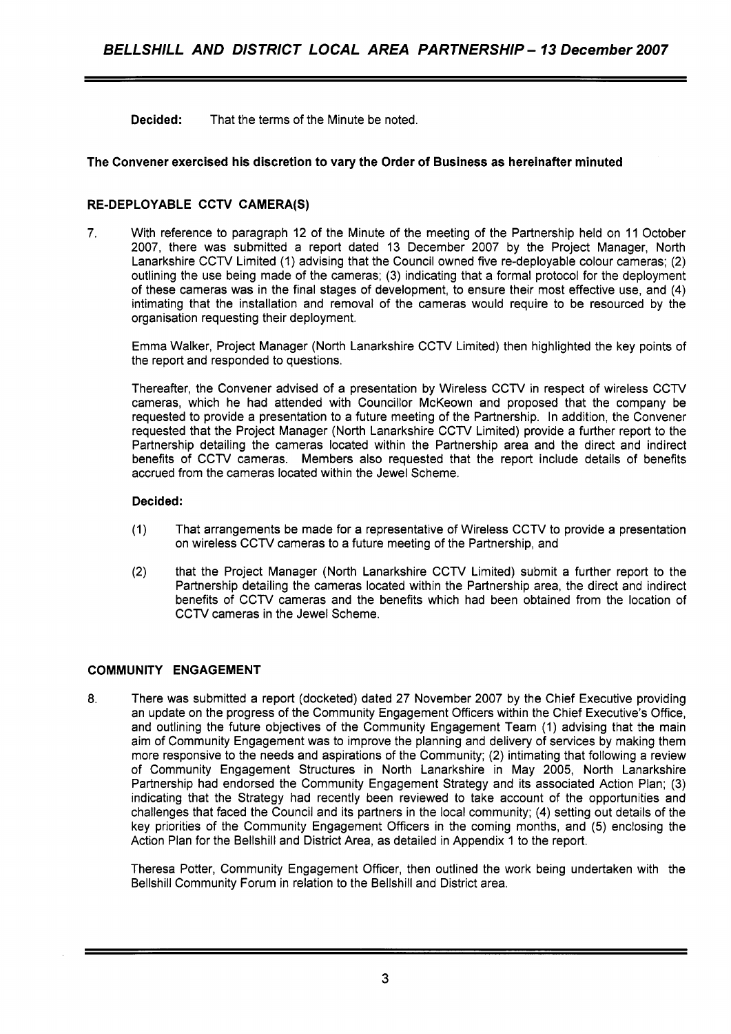**Decided:** That the terms of the Minute be noted.

**The Convener exercised his discretion to vary the Order of Business as hereinafter minuted**

**RE-DEPLOYABLE CCTV CAMERA(S)**

7. With reference to paragraph 12 of the Minute of the meeting of the Partnership held on 11 October 2007, there was submitted a report dated 13 December 2007 by the Project Manager, North Lanarkshire CCTV Limited (1) advising that the Council owned five re-deployable colour cameras; (2) outlining the use being made of the cameras; (3) indicating that a formal protocol for the deployment of these cameras was in the final stages of development, to ensure their most effective use, and (4) intimating that the installation and removal of the cameras would require to be resourced by the organisation requesting their deployment.

   Emma Walker, Project Manager (North Lanarkshire CCTV Limited) then highlighted the key points of the report and responded to questions.

   Thereafter, the Convener advised of a presentation by Wireless CCTV in respect of wireless CCTV cameras, which he had attended with Councillor McKeown and proposed that the company be requested to provide a presentation to a future meeting of the Partnership. In addition, the Convener requested that the Project Manager (North Lanarkshire CCTV Limited) provide a further report to the Partnership detailing the cameras located within the Partnership area and the direct and indirect benefits of CCTV cameras. Members also requested that the report include details of benefits accrued from the cameras located within the Jewel Scheme.

   **Decided:**

   (1) That arrangements be made for a representative of Wireless CCTV to provide a presentation on wireless CCTV cameras to a future meeting of the Partnership, and

   (2) that the Project Manager (North Lanarkshire CCTV Limited) submit a further report to the Partnership detailing the cameras located within the Partnership area, the direct and indirect benefits of CCTV cameras and the benefits which had been obtained from the location of CCTV cameras in the Jewel Scheme.

**COMMUNITY ENGAGEMENT**

8. There was submitted a report (docketed) dated 27 November 2007 by the Chief Executive providing an update on the progress of the Community Engagement Officers within the Chief Executive's Office, and outlining the future objectives of the Community Engagement Team (1) advising that the main aim of Community Engagement was to improve the planning and delivery of services by making them more responsive to the needs and aspirations of the Community; (2) intimating that following a review of Community Engagement Structures in North Lanarkshire in May 2005, North Lanarkshire Partnership had endorsed the Community Engagement Strategy and its associated Action Plan; (3) indicating that the Strategy had recently been reviewed to take account of the opportunities and challenges that faced the Council and its partners in the local community; (4) setting out details of the key priorities of the Community Engagement Officers in the coming months, and (5) enclosing the Action Plan for the Bellshill and District Area, as detailed in Appendix 1 to the report.

   Theresa Potter, Community Engagement Officer, then outlined the work being undertaken with the Bellshill Community Forum in relation to the Bellshill and District area.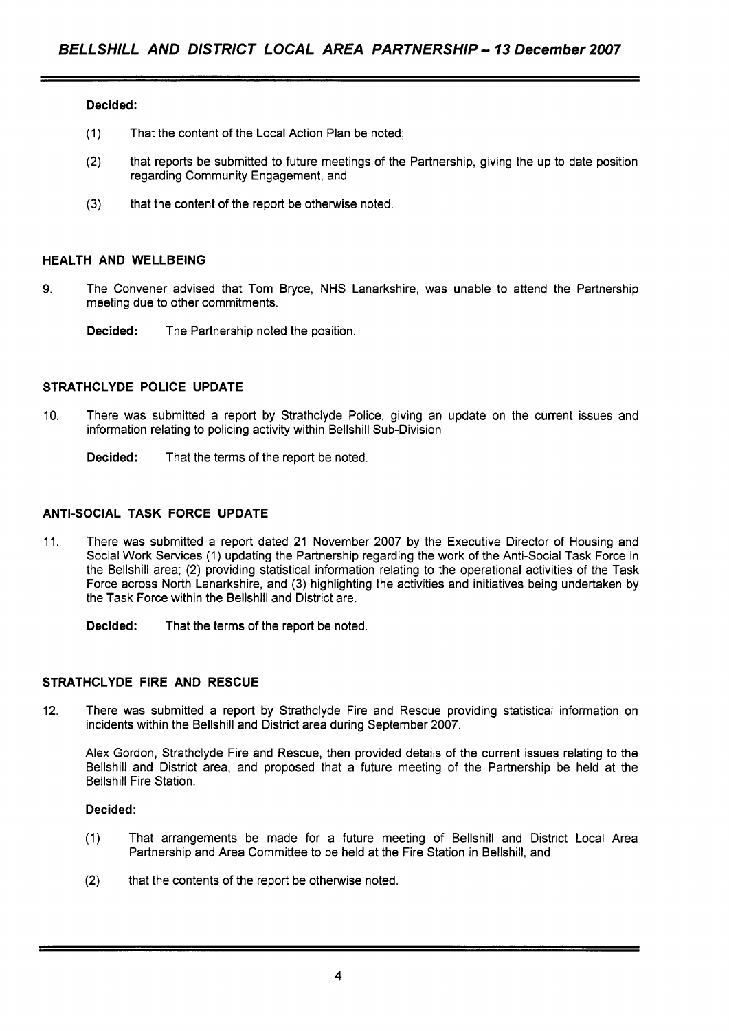**Decided:**

(1) That the content of the Local Action Plan be noted;

(2) that reports be submitted to future meetings of the Partnership, giving the up to date position regarding Community Engagement, and

(3) that the content of the report be otherwise noted.

## HEALTH AND WELLBEING

9. The Convener advised that Tom Bryce, NHS Lanarkshire, was unable to attend the Partnership meeting due to other commitments.

   **Decided:** The Partnership noted the position.

## STRATHCLYDE POLICE UPDATE

10. There was submitted a report by Strathclyde Police, giving an update on the current issues and information relating to policing activity within Bellshill Sub-Division

    **Decided:** That the terms of the report be noted.

## ANTI-SOCIAL TASK FORCE UPDATE

11. There was submitted a report dated 21 November 2007 by the Executive Director of Housing and Social Work Services (1) updating the Partnership regarding the work of the Anti-Social Task Force in the Bellshill area; (2) providing statistical information relating to the operational activities of the Task Force across North Lanarkshire, and (3) highlighting the activities and initiatives being undertaken by the Task Force within the Bellshill and District are.

    **Decided:** That the terms of the report be noted.

## STRATHCLYDE FIRE AND RESCUE

12. There was submitted a report by Strathclyde Fire and Rescue providing statistical information on incidents within the Bellshill and District area during September 2007.

    Alex Gordon, Strathclyde Fire and Rescue, then provided details of the current issues relating to the Bellshill and District area, and proposed that a future meeting of the Partnership be held at the Bellshill Fire Station.

    **Decided:**

    (1) That arrangements be made for a future meeting of Bellshill and District Local Area Partnership and Area Committee to be held at the Fire Station in Bellshill, and

    (2) that the contents of the report be otherwise noted.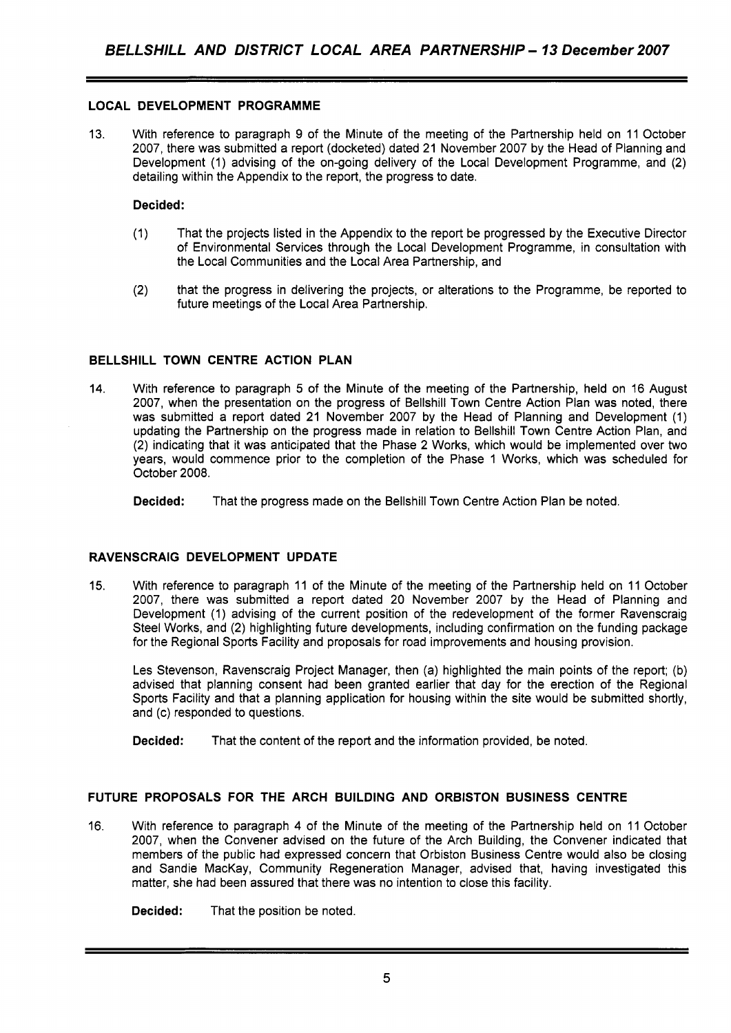## LOCAL DEVELOPMENT PROGRAMME

13. With reference to paragraph 9 of the Minute of the meeting of the Partnership held on 11 October 2007, there was submitted a report (docketed) dated 21 November 2007 by the Head of Planning and Development (1) advising of the on-going delivery of the Local Development Programme, and (2) detailing within the Appendix to the report, the progress to date.

**Decided:**

(1) That the projects listed in the Appendix to the report be progressed by the Executive Director of Environmental Services through the Local Development Programme, in consultation with the Local Communities and the Local Area Partnership, and

(2) that the progress in delivering the projects, or alterations to the Programme, be reported to future meetings of the Local Area Partnership.

## BELLSHILL TOWN CENTRE ACTION PLAN

14. With reference to paragraph 5 of the Minute of the meeting of the Partnership, held on 16 August 2007, when the presentation on the progress of Bellshill Town Centre Action Plan was noted, there was submitted a report dated 21 November 2007 by the Head of Planning and Development (1) updating the Partnership on the progress made in relation to Bellshill Town Centre Action Plan, and (2) indicating that it was anticipated that the Phase 2 Works, which would be implemented over two years, would commence prior to the completion of the Phase 1 Works, which was scheduled for October 2008.

**Decided:** That the progress made on the Bellshill Town Centre Action Plan be noted.

## RAVENSCRAIG DEVELOPMENT UPDATE

15. With reference to paragraph 11 of the Minute of the meeting of the Partnership held on 11 October 2007, there was submitted a report dated 20 November 2007 by the Head of Planning and Development (1) advising of the current position of the redevelopment of the former Ravenscraig Steel Works, and (2) highlighting future developments, including confirmation on the funding package for the Regional Sports Facility and proposals for road improvements and housing provision.

Les Stevenson, Ravenscraig Project Manager, then (a) highlighted the main points of the report; (b) advised that planning consent had been granted earlier that day for the erection of the Regional Sports Facility and that a planning application for housing within the site would be submitted shortly, and (c) responded to questions.

**Decided:** That the content of the report and the information provided, be noted.

## FUTURE PROPOSALS FOR THE ARCH BUILDING AND ORBISTON BUSINESS CENTRE

16. With reference to paragraph 4 of the Minute of the meeting of the Partnership held on 11 October 2007, when the Convener advised on the future of the Arch Building, the Convener indicated that members of the public had expressed concern that Orbiston Business Centre would also be closing and Sandie MacKay, Community Regeneration Manager, advised that, having investigated this matter, she had been assured that there was no intention to close this facility.

**Decided:** That the position be noted.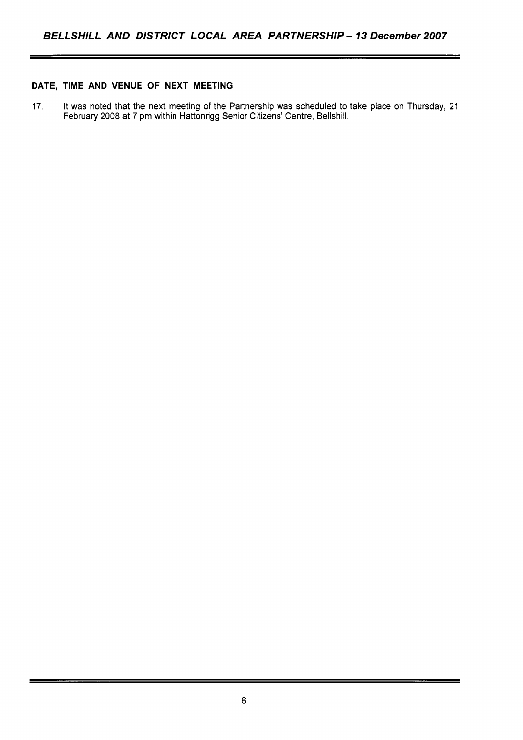**DATE, TIME AND VENUE OF NEXT MEETING**

17. It was noted that the next meeting of the Partnership was scheduled to take place on Thursday, 21 February 2008 at 7 pm within Hattonrigg Senior Citizens' Centre, Bellshill.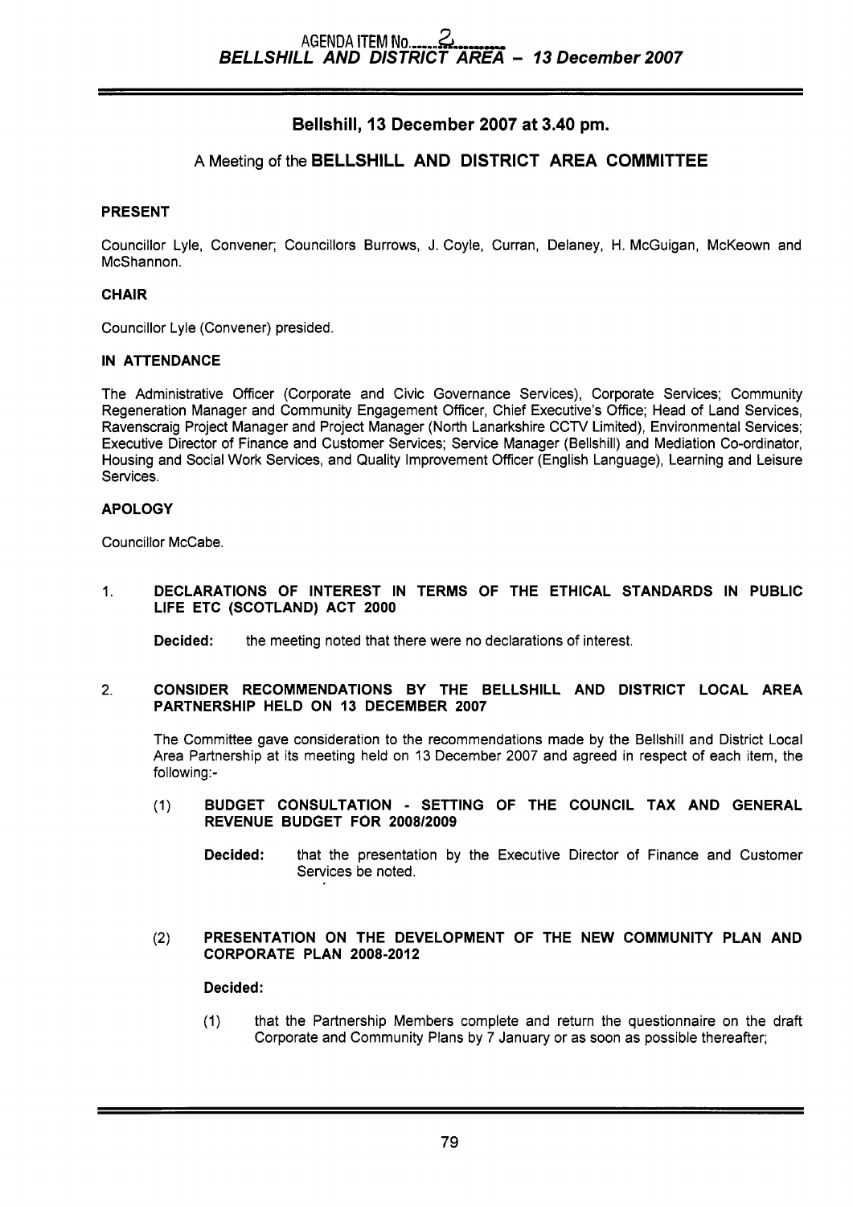AGENDA ITEM No. 2
**BELLSHILL AND DISTRICT AREA – 13 December 2007**

## Bellshill, 13 December 2007 at 3.40 pm.

### A Meeting of the BELLSHILL AND DISTRICT AREA COMMITTEE

**PRESENT**

Councillor Lyle, Convener; Councillors Burrows, J. Coyle, Curran, Delaney, H. McGuigan, McKeown and McShannon.

**CHAIR**

Councillor Lyle (Convener) presided.

**IN ATTENDANCE**

The Administrative Officer (Corporate and Civic Governance Services), Corporate Services; Community Regeneration Manager and Community Engagement Officer, Chief Executive's Office; Head of Land Services, Ravenscraig Project Manager and Project Manager (North Lanarkshire CCTV Limited), Environmental Services; Executive Director of Finance and Customer Services; Service Manager (Bellshill) and Mediation Co-ordinator, Housing and Social Work Services, and Quality Improvement Officer (English Language), Learning and Leisure Services.

**APOLOGY**

Councillor McCabe.

1. **DECLARATIONS OF INTEREST IN TERMS OF THE ETHICAL STANDARDS IN PUBLIC LIFE ETC (SCOTLAND) ACT 2000**

   **Decided:** the meeting noted that there were no declarations of interest.

2. **CONSIDER RECOMMENDATIONS BY THE BELLSHILL AND DISTRICT LOCAL AREA PARTNERSHIP HELD ON 13 DECEMBER 2007**

   The Committee gave consideration to the recommendations made by the Bellshill and District Local Area Partnership at its meeting held on 13 December 2007 and agreed in respect of each item, the following:-

   (1) **BUDGET CONSULTATION - SETTING OF THE COUNCIL TAX AND GENERAL REVENUE BUDGET FOR 2008/2009**

   **Decided:** that the presentation by the Executive Director of Finance and Customer Services be noted.

   (2) **PRESENTATION ON THE DEVELOPMENT OF THE NEW COMMUNITY PLAN AND CORPORATE PLAN 2008-2012**

   **Decided:**

   (1) that the Partnership Members complete and return the questionnaire on the draft Corporate and Community Plans by 7 January or as soon as possible thereafter;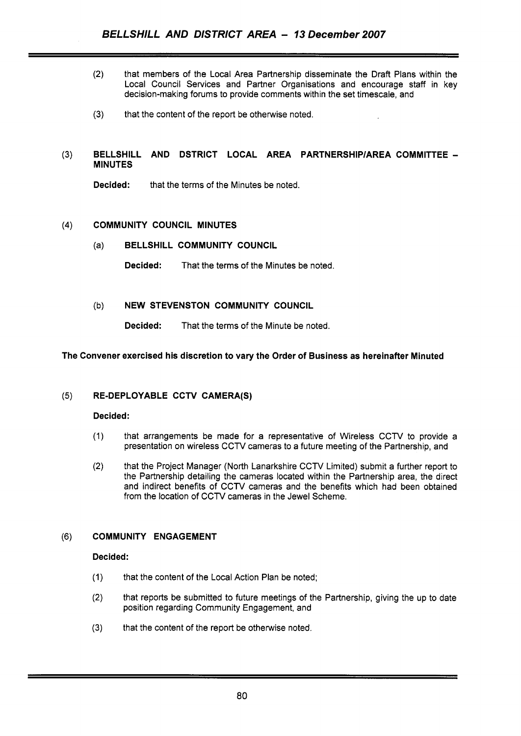(2) that members of the Local Area Partnership disseminate the Draft Plans within the Local Council Services and Partner Organisations and encourage staff in key decision-making forums to provide comments within the set timescale, and

(3) that the content of the report be otherwise noted.

### (3) BELLSHILL AND DSTRICT LOCAL AREA PARTNERSHIP/AREA COMMITTEE – MINUTES

**Decided:** that the terms of the Minutes be noted.

### (4) COMMUNITY COUNCIL MINUTES

#### (a) BELLSHILL COMMUNITY COUNCIL

**Decided:** That the terms of the Minutes be noted.

#### (b) NEW STEVENSTON COMMUNITY COUNCIL

**Decided:** That the terms of the Minute be noted.

**The Convener exercised his discretion to vary the Order of Business as hereinafter Minuted**

### (5) RE-DEPLOYABLE CCTV CAMERA(S)

**Decided:**

(1) that arrangements be made for a representative of Wireless CCTV to provide a presentation on wireless CCTV cameras to a future meeting of the Partnership, and

(2) that the Project Manager (North Lanarkshire CCTV Limited) submit a further report to the Partnership detailing the cameras located within the Partnership area, the direct and indirect benefits of CCTV cameras and the benefits which had been obtained from the location of CCTV cameras in the Jewel Scheme.

### (6) COMMUNITY ENGAGEMENT

**Decided:**

(1) that the content of the Local Action Plan be noted;

(2) that reports be submitted to future meetings of the Partnership, giving the up to date position regarding Community Engagement, and

(3) that the content of the report be otherwise noted.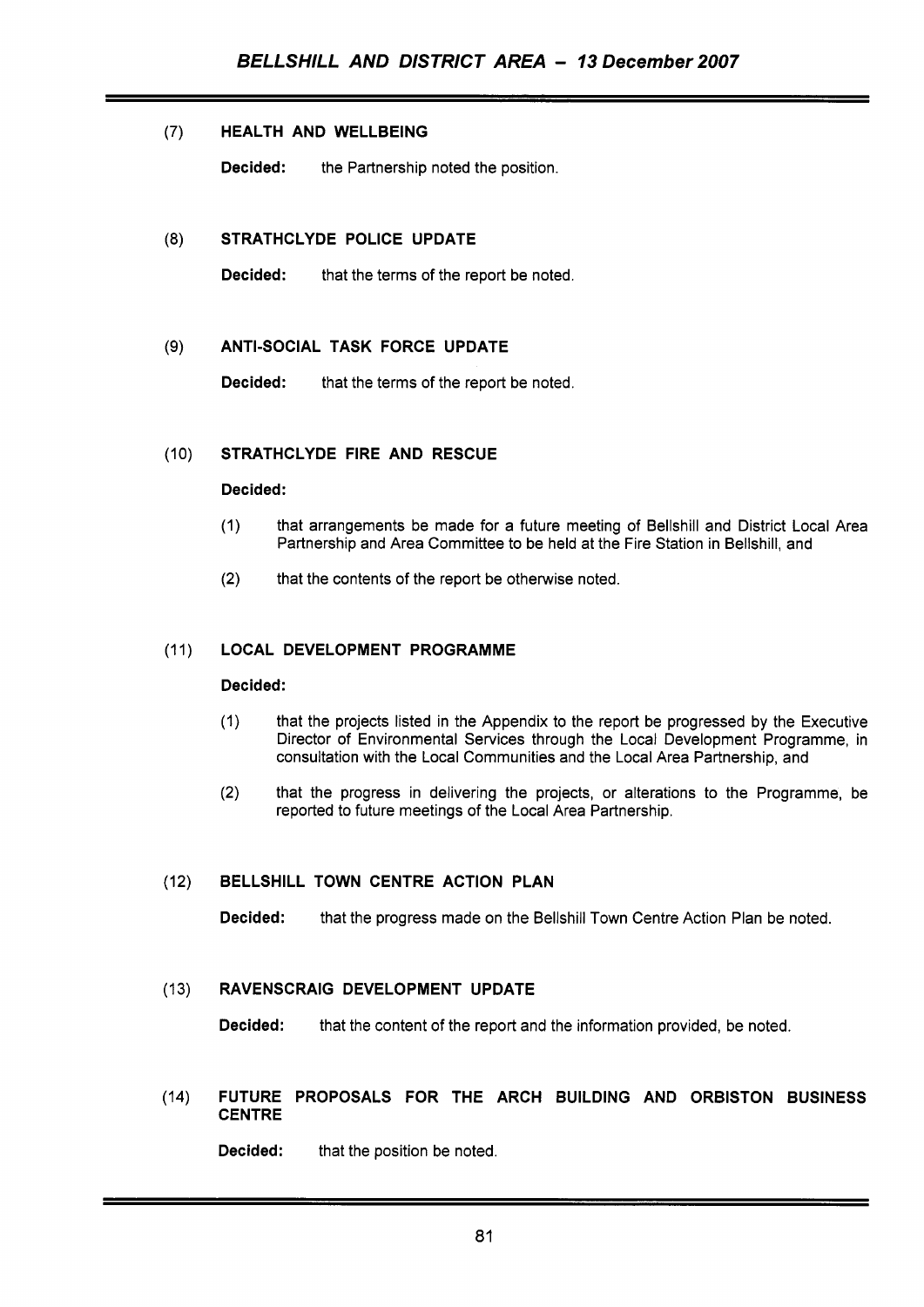## (7) HEALTH AND WELLBEING

**Decided:** the Partnership noted the position.

## (8) STRATHCLYDE POLICE UPDATE

**Decided:** that the terms of the report be noted.

## (9) ANTI-SOCIAL TASK FORCE UPDATE

**Decided:** that the terms of the report be noted.

## (10) STRATHCLYDE FIRE AND RESCUE

**Decided:**

(1) that arrangements be made for a future meeting of Bellshill and District Local Area Partnership and Area Committee to be held at the Fire Station in Bellshill, and

(2) that the contents of the report be otherwise noted.

## (11) LOCAL DEVELOPMENT PROGRAMME

**Decided:**

(1) that the projects listed in the Appendix to the report be progressed by the Executive Director of Environmental Services through the Local Development Programme, in consultation with the Local Communities and the Local Area Partnership, and

(2) that the progress in delivering the projects, or alterations to the Programme, be reported to future meetings of the Local Area Partnership.

## (12) BELLSHILL TOWN CENTRE ACTION PLAN

**Decided:** that the progress made on the Bellshill Town Centre Action Plan be noted.

## (13) RAVENSCRAIG DEVELOPMENT UPDATE

**Decided:** that the content of the report and the information provided, be noted.

## (14) FUTURE PROPOSALS FOR THE ARCH BUILDING AND ORBISTON BUSINESS CENTRE

**Decided:** that the position be noted.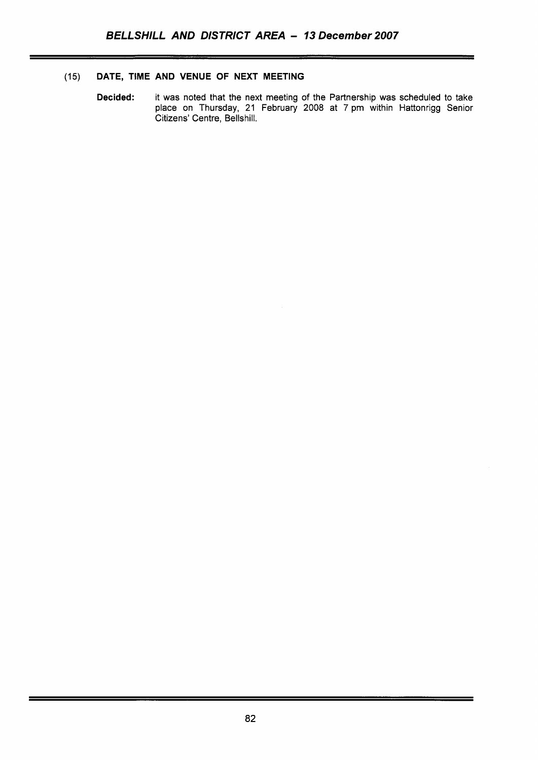## (15) DATE, TIME AND VENUE OF NEXT MEETING

**Decided:** it was noted that the next meeting of the Partnership was scheduled to take place on Thursday, 21 February 2008 at 7 pm within Hattonrigg Senior Citizens' Centre, Bellshill.